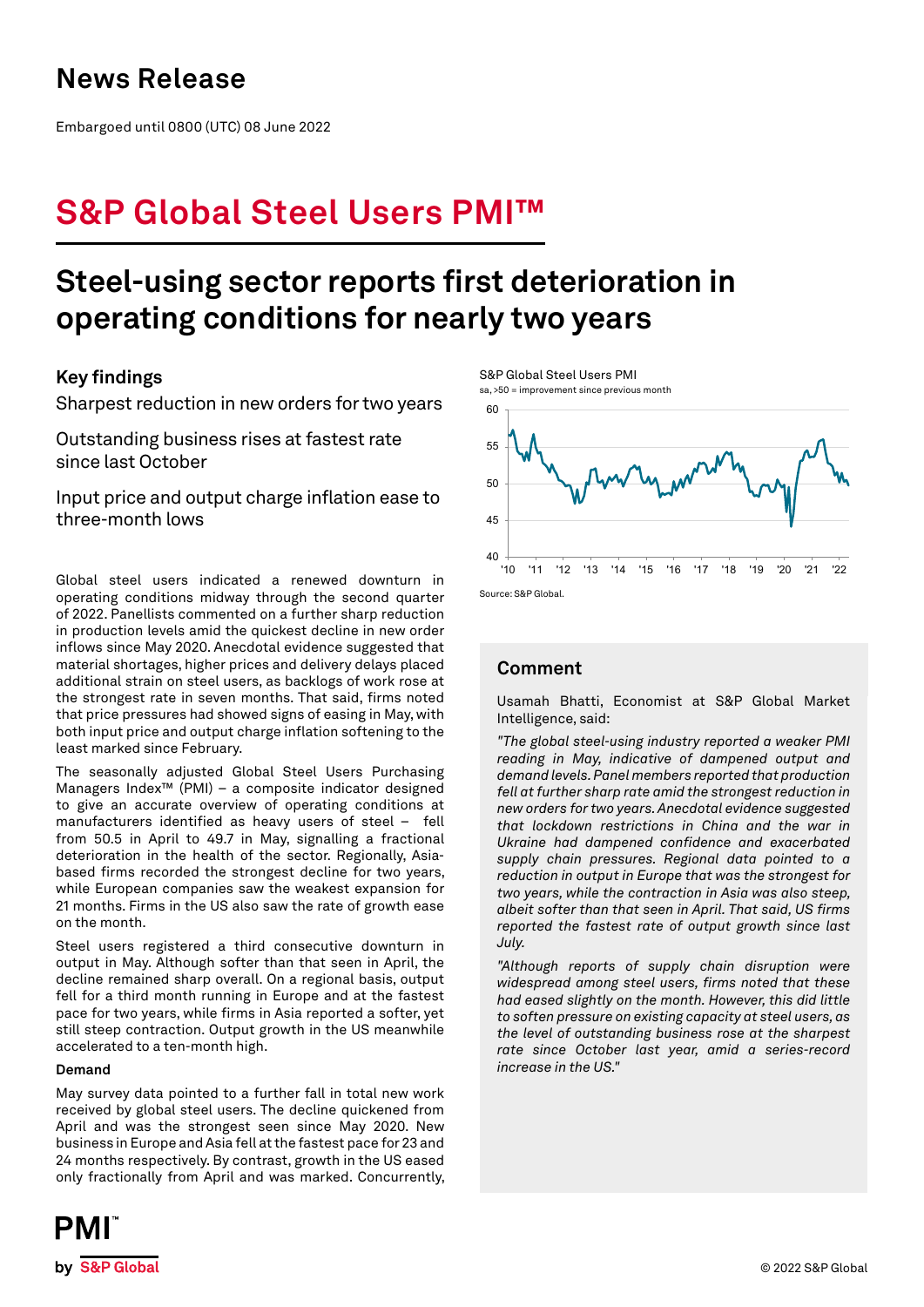# News Release

Embargoed until 0800 (UTC) 08 June 2022

# S&P Global Steel Users PMI™

## Steel-using sector reports first deterioration in operating conditions for nearly two years

### Key findings

Sharpest reduction in new orders for two years

Outstanding business rises at fastest rate since last October

Input price and output charge inflation ease to three-month lows

S&P Global Steel Users PMI
sa, >50 = improvement since previous month

Source: S&P Global.

Global steel users indicated a renewed downturn in operating conditions midway through the second quarter of 2022. Panellists commented on a further sharp reduction in production levels amid the quickest decline in new order inflows since May 2020. Anecdotal evidence suggested that material shortages, higher prices and delivery delays placed additional strain on steel users, as backlogs of work rose at the strongest rate in seven months. That said, firms noted that price pressures had showed signs of easing in May, with both input price and output charge inflation softening to the least marked since February.

The seasonally adjusted Global Steel Users Purchasing Managers Index™ (PMI) – a composite indicator designed to give an accurate overview of operating conditions at manufacturers identified as heavy users of steel – fell from 50.5 in April to 49.7 in May, signalling a fractional deterioration in the health of the sector. Regionally, Asia-based firms recorded the strongest decline for two years, while European companies saw the weakest expansion for 21 months. Firms in the US also saw the rate of growth ease on the month.

Steel users registered a third consecutive downturn in output in May. Although softer than that seen in April, the decline remained sharp overall. On a regional basis, output fell for a third month running in Europe and at the fastest pace for two years, while firms in Asia reported a softer, yet still steep contraction. Output growth in the US meanwhile accelerated to a ten-month high.

**Demand**

May survey data pointed to a further fall in total new work received by global steel users. The decline quickened from April and was the strongest seen since May 2020. New business in Europe and Asia fell at the fastest pace for 23 and 24 months respectively. By contrast, growth in the US eased only fractionally from April and was marked. Concurrently,

### Comment

Usamah Bhatti, Economist at S&P Global Market Intelligence, said:

*"The global steel-using industry reported a weaker PMI reading in May, indicative of dampened output and demand levels. Panel members reported that production fell at further sharp rate amid the strongest reduction in new orders for two years. Anecdotal evidence suggested that lockdown restrictions in China and the war in Ukraine had dampened confidence and exacerbated supply chain pressures. Regional data pointed to a reduction in output in Europe that was the strongest for two years, while the contraction in Asia was also steep, albeit softer than that seen in April. That said, US firms reported the fastest rate of output growth since last July.*

*"Although reports of supply chain disruption were widespread among steel users, firms noted that these had eased slightly on the month. However, this did little to soften pressure on existing capacity at steel users, as the level of outstanding business rose at the sharpest rate since October last year, amid a series-record increase in the US."*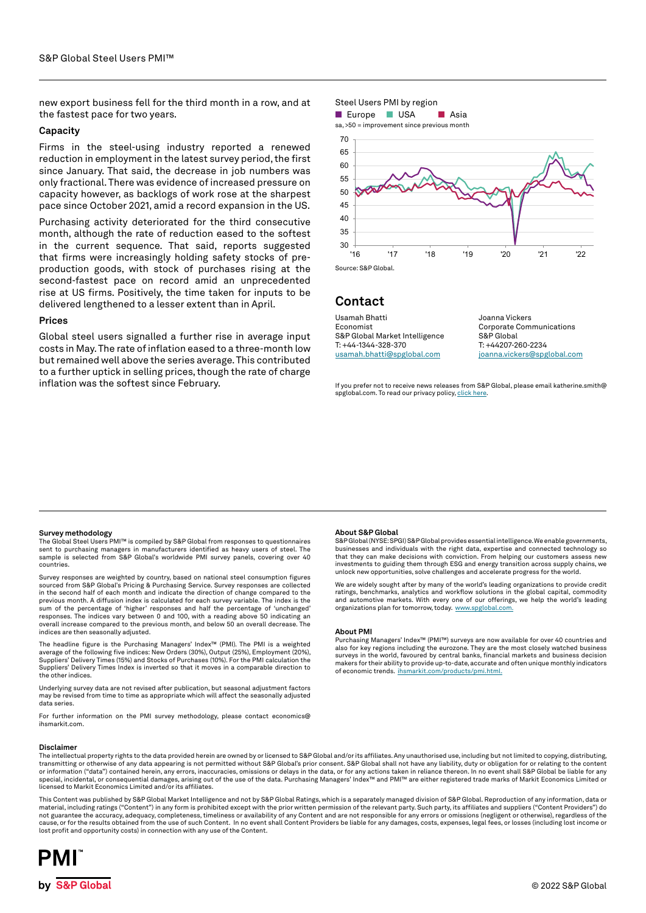new export business fell for the third month in a row, and at the fastest pace for two years.

### Capacity

Firms in the steel-using industry reported a renewed reduction in employment in the latest survey period, the first since January. That said, the decrease in job numbers was only fractional. There was evidence of increased pressure on capacity however, as backlogs of work rose at the sharpest pace since October 2021, amid a record expansion in the US.

Purchasing activity deteriorated for the third consecutive month, although the rate of reduction eased to the softest in the current sequence. That said, reports suggested that firms were increasingly holding safety stocks of pre-production goods, with stock of purchases rising at the second-fastest pace on record amid an unprecedented rise at US firms. Positively, the time taken for inputs to be delivered lengthened to a lesser extent than in April.

### Prices

Global steel users signalled a further rise in average input costs in May. The rate of inflation eased to a three-month low but remained well above the series average. This contributed to a further uptick in selling prices, though the rate of charge inflation was the softest since February.

Steel Users PMI by region

Europe USA Asia

sa, >50 = improvement since previous month

70
65
60
55
50
45
40
35
30

'16 '17 '18 '19 '20 '21 '22

Source: S&P Global.

## Contact

Usamah Bhatti
Economist
S&P Global Market Intelligence
T: +44-1344-328-370
usamah.bhatti@spglobal.com

Joanna Vickers
Corporate Communications
S&P Global
T: +44207-260-2234
joanna.vickers@spglobal.com

If you prefer not to receive news releases from S&P Global, please email katherine.smith@spglobal.com. To read our privacy policy, click here.

#### Survey methodology

The Global Steel Users PMI™ is compiled by S&P Global from responses to questionnaires sent to purchasing managers in manufacturers identified as heavy users of steel. The sample is selected from S&P Global's worldwide PMI survey panels, covering over 40 countries.

Survey responses are weighted by country, based on national steel consumption figures sourced from S&P Global's Pricing & Purchasing Service. Survey responses are collected in the second half of each month and indicate the direction of change compared to the previous month. A diffusion index is calculated for each survey variable. The index is the sum of the percentage of 'higher' responses and half the percentage of 'unchanged' responses. The indices vary between 0 and 100, with a reading above 50 indicating an overall increase compared to the previous month, and below 50 an overall decrease. The indices are then seasonally adjusted.

The headline figure is the Purchasing Managers' Index™ (PMI). The PMI is a weighted average of the following five indices: New Orders (30%), Output (25%), Employment (20%), Suppliers' Delivery Times (15%) and Stocks of Purchases (10%). For the PMI calculation the Suppliers' Delivery Times Index is inverted so that it moves in a comparable direction to the other indices.

Underlying survey data are not revised after publication, but seasonal adjustment factors may be revised from time to time as appropriate which will affect the seasonally adjusted data series.

For further information on the PMI survey methodology, please contact economics@ihsmarkit.com.

#### About S&P Global

S&P Global (NYSE: SPGI) S&P Global provides essential intelligence. We enable governments, businesses and individuals with the right data, expertise and connected technology so that they can make decisions with conviction. From helping our customers assess new investments to guiding them through ESG and energy transition across supply chains, we unlock new opportunities, solve challenges and accelerate progress for the world.

We are widely sought after by many of the world's leading organizations to provide credit ratings, benchmarks, analytics and workflow solutions in the global capital, commodity and automotive markets. With every one of our offerings, we help the world's leading organizations plan for tomorrow, today. www.spglobal.com.

#### About PMI

Purchasing Managers' Index™ (PMI™) surveys are now available for over 40 countries and also for key regions including the eurozone. They are the most closely watched business surveys in the world, favoured by central banks, financial markets and business decision makers for their ability to provide up-to-date, accurate and often unique monthly indicators of economic trends. ihsmarkit.com/products/pmi.html.

#### Disclaimer

The intellectual property rights to the data provided herein are owned by or licensed to S&P Global and/or its affiliates. Any unauthorised use, including but not limited to copying, distributing, transmitting or otherwise of any data appearing is not permitted without S&P Global's prior consent. S&P Global shall not have any liability, duty or obligation for or relating to the content or information ("data") contained herein, any errors, inaccuracies, omissions or delays in the data, or for any actions taken in reliance thereon. In no event shall S&P Global be liable for any special, incidental, or consequential damages, arising out of the use of the data. Purchasing Managers' Index™ and PMI™ are either registered trade marks of Markit Economics Limited or licensed to Markit Economics Limited and/or its affiliates.

This Content was published by S&P Global Market Intelligence and not by S&P Global Ratings, which is a separately managed division of S&P Global. Reproduction of any information, data or material, including ratings ("Content") in any form is prohibited except with the prior written permission of the relevant party. Such party, its affiliates and suppliers ("Content Providers") do not guarantee the accuracy, adequacy, completeness, timeliness or availability of any Content and are not responsible for any errors or omissions (negligent or otherwise), regardless of the cause, or for the results obtained from the use of such Content. In no event shall Content Providers be liable for any damages, costs, expenses, legal fees, or losses (including lost income or lost profit and opportunity costs) in connection with any use of the Content.

PMI™ by S&P Global

© 2022 S&P Global